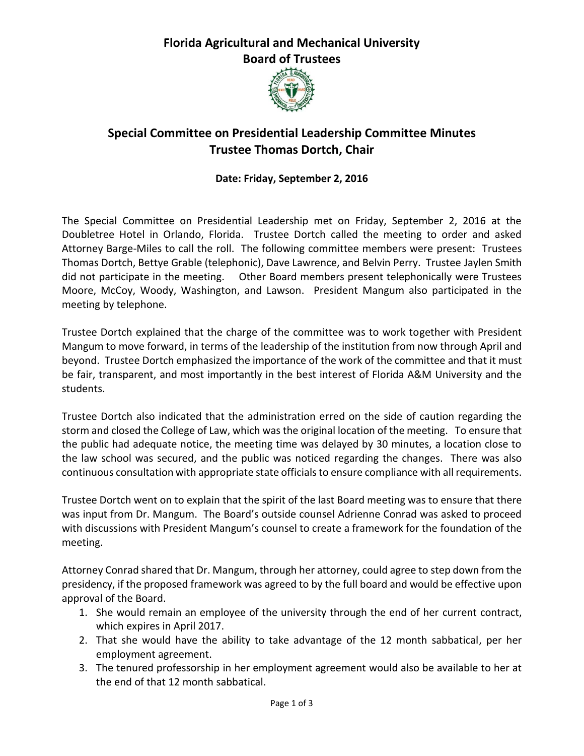# Florida Agricultural and Mechanical University
# Board of Trustees

## Special Committee on Presidential Leadership Committee Minutes
## Trustee Thomas Dortch, Chair

**Date: Friday, September 2, 2016**

The Special Committee on Presidential Leadership met on Friday, September 2, 2016 at the Doubletree Hotel in Orlando, Florida. Trustee Dortch called the meeting to order and asked Attorney Barge-Miles to call the roll. The following committee members were present: Trustees Thomas Dortch, Bettye Grable (telephonic), Dave Lawrence, and Belvin Perry. Trustee Jaylen Smith did not participate in the meeting. Other Board members present telephonically were Trustees Moore, McCoy, Woody, Washington, and Lawson. President Mangum also participated in the meeting by telephone.

Trustee Dortch explained that the charge of the committee was to work together with President Mangum to move forward, in terms of the leadership of the institution from now through April and beyond. Trustee Dortch emphasized the importance of the work of the committee and that it must be fair, transparent, and most importantly in the best interest of Florida A&M University and the students.

Trustee Dortch also indicated that the administration erred on the side of caution regarding the storm and closed the College of Law, which was the original location of the meeting. To ensure that the public had adequate notice, the meeting time was delayed by 30 minutes, a location close to the law school was secured, and the public was noticed regarding the changes. There was also continuous consultation with appropriate state officials to ensure compliance with all requirements.

Trustee Dortch went on to explain that the spirit of the last Board meeting was to ensure that there was input from Dr. Mangum. The Board's outside counsel Adrienne Conrad was asked to proceed with discussions with President Mangum's counsel to create a framework for the foundation of the meeting.

Attorney Conrad shared that Dr. Mangum, through her attorney, could agree to step down from the presidency, if the proposed framework was agreed to by the full board and would be effective upon approval of the Board.

1. She would remain an employee of the university through the end of her current contract, which expires in April 2017.
2. That she would have the ability to take advantage of the 12 month sabbatical, per her employment agreement.
3. The tenured professorship in her employment agreement would also be available to her at the end of that 12 month sabbatical.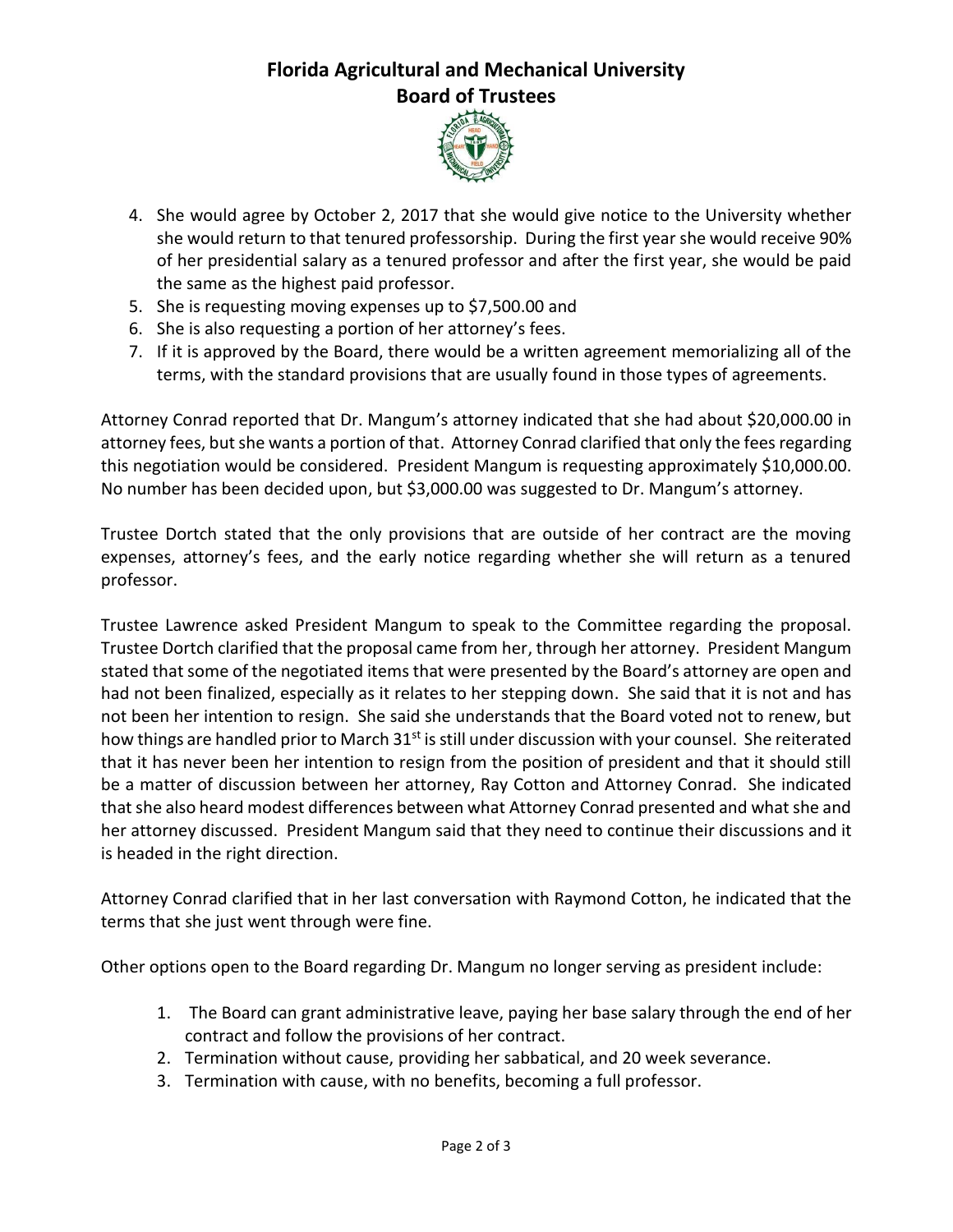4. She would agree by October 2, 2017 that she would give notice to the University whether she would return to that tenured professorship. During the first year she would receive 90% of her presidential salary as a tenured professor and after the first year, she would be paid the same as the highest paid professor.
5. She is requesting moving expenses up to $7,500.00 and
6. She is also requesting a portion of her attorney's fees.
7. If it is approved by the Board, there would be a written agreement memorializing all of the terms, with the standard provisions that are usually found in those types of agreements.

Attorney Conrad reported that Dr. Mangum's attorney indicated that she had about $20,000.00 in attorney fees, but she wants a portion of that. Attorney Conrad clarified that only the fees regarding this negotiation would be considered. President Mangum is requesting approximately $10,000.00. No number has been decided upon, but $3,000.00 was suggested to Dr. Mangum's attorney.

Trustee Dortch stated that the only provisions that are outside of her contract are the moving expenses, attorney's fees, and the early notice regarding whether she will return as a tenured professor.

Trustee Lawrence asked President Mangum to speak to the Committee regarding the proposal. Trustee Dortch clarified that the proposal came from her, through her attorney. President Mangum stated that some of the negotiated items that were presented by the Board's attorney are open and had not been finalized, especially as it relates to her stepping down. She said that it is not and has not been her intention to resign. She said she understands that the Board voted not to renew, but how things are handled prior to March 31st is still under discussion with your counsel. She reiterated that it has never been her intention to resign from the position of president and that it should still be a matter of discussion between her attorney, Ray Cotton and Attorney Conrad. She indicated that she also heard modest differences between what Attorney Conrad presented and what she and her attorney discussed. President Mangum said that they need to continue their discussions and it is headed in the right direction.

Attorney Conrad clarified that in her last conversation with Raymond Cotton, he indicated that the terms that she just went through were fine.

Other options open to the Board regarding Dr. Mangum no longer serving as president include:

1. The Board can grant administrative leave, paying her base salary through the end of her contract and follow the provisions of her contract.
2. Termination without cause, providing her sabbatical, and 20 week severance.
3. Termination with cause, with no benefits, becoming a full professor.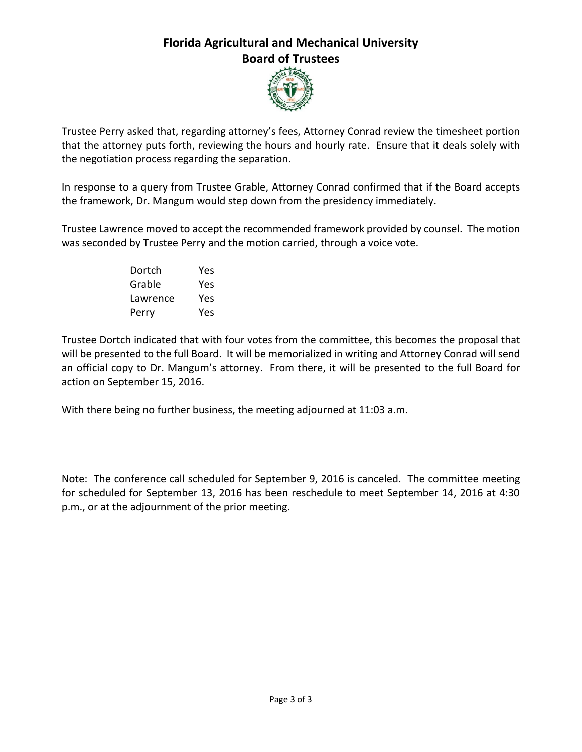# Florida Agricultural and Mechanical University
## Board of Trustees

Trustee Perry asked that, regarding attorney's fees, Attorney Conrad review the timesheet portion that the attorney puts forth, reviewing the hours and hourly rate. Ensure that it deals solely with the negotiation process regarding the separation.

In response to a query from Trustee Grable, Attorney Conrad confirmed that if the Board accepts the framework, Dr. Mangum would step down from the presidency immediately.

Trustee Lawrence moved to accept the recommended framework provided by counsel. The motion was seconded by Trustee Perry and the motion carried, through a voice vote.

| | |
|---|---|
| Dortch | Yes |
| Grable | Yes |
| Lawrence | Yes |
| Perry | Yes |

Trustee Dortch indicated that with four votes from the committee, this becomes the proposal that will be presented to the full Board. It will be memorialized in writing and Attorney Conrad will send an official copy to Dr. Mangum's attorney. From there, it will be presented to the full Board for action on September 15, 2016.

With there being no further business, the meeting adjourned at 11:03 a.m.

Note: The conference call scheduled for September 9, 2016 is canceled. The committee meeting for scheduled for September 13, 2016 has been reschedule to meet September 14, 2016 at 4:30 p.m., or at the adjournment of the prior meeting.